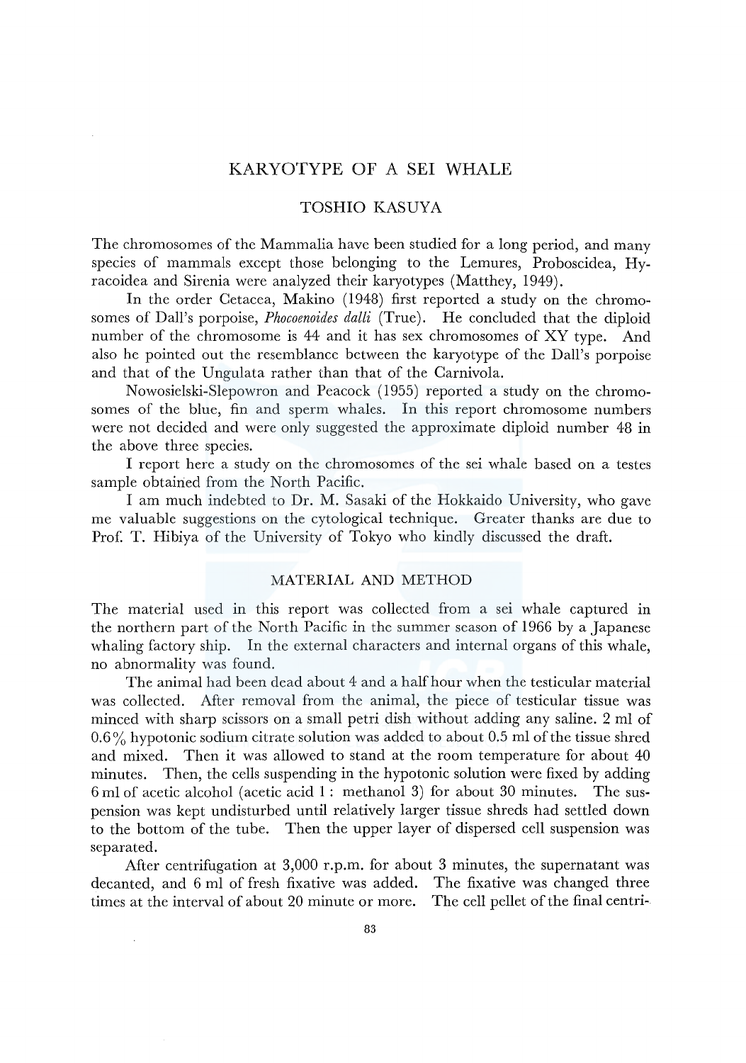# KARYOTYPE OF A SEI WHALE

## TOSHIO KASUYA

The chromosomes of the Mammalia have been studied for a long period, and many species of mammals except those belonging to the Lemures, Proboscidea, Hyracoidea and Sirenia were analyzed their karyotypes (Matthey, 1949).

In the order Cetacea, Makino (1948) first reported a study on the chromosomes of Dall's porpoise, *Phocoenoides dalli* (True). He concluded that the diploid number of the chromosome is 44 and it has sex chromosomes of XY type. And also he pointed out the resemblance between the karyotype of the Dall's porpoise and that of the Ungulata rather than that of the Carnivola.

Nowosielski-Slepowron and Peacock (1955) reported a study on the chromosomes of the blue, fin and sperm whales. In this report chromosome numbers were not decided and were only suggested the approximate diploid number 48 in the above three species.

I report here a study on the chromosomes of the sei whale based on a testes sample obtained from the North Pacific.

I am much indebted to Dr. M. Sasaki of the Hokkaido University, who gave me valuable suggestions on the cytological technique. Greater thanks are due to Prof. T. Hibiya of the University of Tokyo who kindly discussed the draft.

## MATERIAL AND METHOD

The material used in this report was collected from a sei whale captured in the northern part of the North Pacific in the summer season of 1966 by a Japanese whaling factory ship. In the external characters and internal organs of this whale, no abnormality was found.

The animal had been dead about 4 and a half hour when the testicular material was collected. After removal from the animal, the piece of testicular tissue was minced with sharp scissors on a small petri dish without adding any saline. 2 ml of 0.6% hypotonic sodium citrate solution was added to about 0.5 ml of the tissue shred and mixed. Then it was allowed to stand at the room temperature for about 40 minutes. Then, the cells suspending in the hypotonic solution were fixed by adding 6 ml of acetic alcohol (acetic acid 1 : methanol 3) for about 30 minutes. The suspension was kept undisturbed until relatively larger tissue shreds had settled down to the bottom of the tube. Then the upper layer of dispersed cell suspension was separated.

After centrifugation at 3,000 r.p.m. for about 3 minutes, the supernatant was decanted, and 6 ml of fresh fixative was added. The fixative was changed three times at the interval of about 20 minute or more. The cell pellet of the final centri-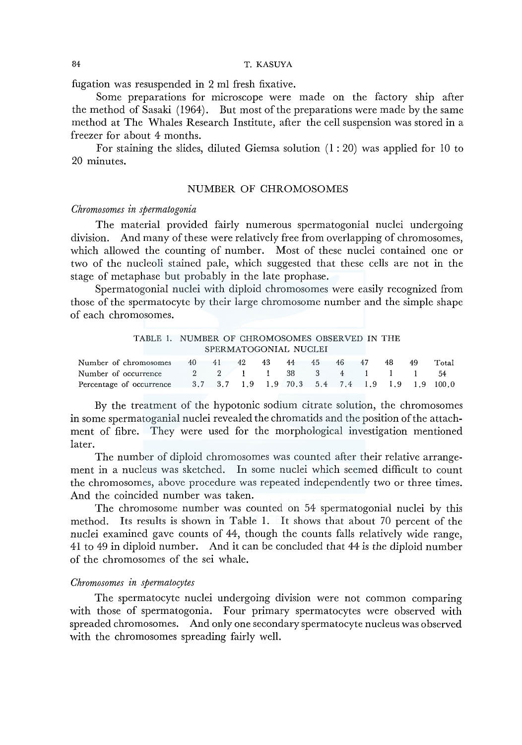fugation was resuspended in 2 ml fresh fixative.

Some preparations for microscope were made on the factory ship after the method of Sasaki (1964). But most of the preparations were made by the same method at The Whales Research Institute, after the cell suspension was stored in a freezer for about 4 months.

For staining the slides, diluted Giemsa solution (1 : 20) was applied for 10 to 20 minutes.

## NUMBER OF CHROMOSOMES

### *Chromosomes in spermatogonia*

The material provided fairly numerous spermatogonial nuclei undergoing division. And many of these were relatively free from overlapping of chromosomes, which allowed the counting of number. Most of these nuclei contained one or two of the nucleoli stained pale, which suggested that these cells are not in the stage of metaphase but probably in the late prophase.

Spermatogonial nuclei with diploid chromosomes were easily recognized from those of the spermatocyte by their large chromosome number and the simple shape of each chromosomes.

TABLE 1. NUMBER OF CHROMOSOMES OBSERVED IN THE SPERMATOGONIAL NUCLEI

| Number of chromosomes | 40 | 41 | 42 | 43 | 44 | 45 | 46 | 47 | 48 | 49 | Total |
|---|---|---|---|---|---|---|---|---|---|---|---|
| Number of occurrence | 2 | 2 | 1 | 1 | 38 | 3 | 4 | 1 | 1 | 1 | 54 |
| Percentage of occurrence | 3.7 | 3.7 | 1.9 | 1.9 | 70.3 | 5.4 | 7.4 | 1.9 | 1.9 | 1.9 | 100.0 |

By the treatment of the hypotonic sodium citrate solution, the chromosomes in some spermatoganial nuclei revealed the chromatids and the position of the attachment of fibre. They were used for the morphological investigation mentioned later.

The number of diploid chromosomes was counted after their relative arrangement in a nucleus was sketched. In some nuclei which seemed difficult to count the chromosomes, above procedure was repeated independently two or three times. And the coincided number was taken.

The chromosome number was counted on 54 spermatogonial nuclei by this method. Its results is shown in Table 1. It shows that about 70 percent of the nuclei examined gave counts of 44, though the counts falls relatively wide range, 41 to 49 in diploid number. And it can be concluded that 44 is the diploid number of the chromosomes of the sei whale.

### *Chromosomes in spermatocytes*

The spermatocyte nuclei undergoing division were not common comparing with those of spermatogonia. Four primary spermatocytes were observed with spreaded chromosomes. And only one secondary spermatocyte nucleus was observed with the chromosomes spreading fairly well.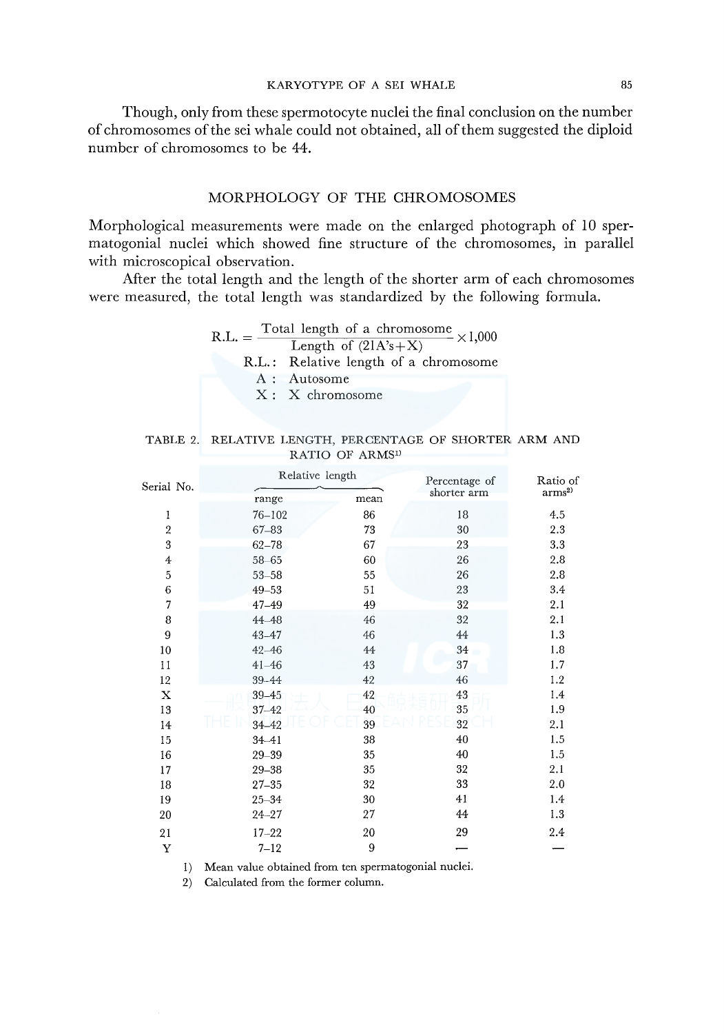Though, only from these spermocyte nuclei the final conclusion on the number of chromosomes of the sei whale could not obtained, all of them suggested the diploid number of chromosomes to be 44.

## MORPHOLOGY OF THE CHROMOSOMES

Morphological measurements were made on the enlarged photograph of 10 spermatogonial nuclei which showed fine structure of the chromosomes, in parallel with microscopical observation.

After the total length and the length of the shorter arm of each chromosomes were measured, the total length was standardized by the following formula.

$$\text{R.L.} = \frac{\text{Total length of a chromosome}}{\text{Length of (21A's+X)}} \times 1{,}000$$

R.L.: Relative length of a chromosome
A: Autosome
X: X chromosome

TABLE 2. RELATIVE LENGTH, PERCENTAGE OF SHORTER ARM AND RATIO OF ARMS[1)]

| Serial No. | Relative length | | Percentage of shorter arm | Ratio of arms[2)] |
|---|---|---|---|---|
| | range | mean | | |
| 1 | 76–102 | 86 | 18 | 4.5 |
| 2 | 67–83 | 73 | 30 | 2.3 |
| 3 | 62–78 | 67 | 23 | 3.3 |
| 4 | 58–65 | 60 | 26 | 2.8 |
| 5 | 53–58 | 55 | 26 | 2.8 |
| 6 | 49–53 | 51 | 23 | 3.4 |
| 7 | 47–49 | 49 | 32 | 2.1 |
| 8 | 44–48 | 46 | 32 | 2.1 |
| 9 | 43–47 | 46 | 44 | 1.3 |
| 10 | 42–46 | 44 | 34 | 1.8 |
| 11 | 41–46 | 43 | 37 | 1.7 |
| 12 | 39–44 | 42 | 46 | 1.2 |
| X | 39–45 | 42 | 43 | 1.4 |
| 13 | 37–42 | 40 | 35 | 1.9 |
| 14 | 34–42 | 39 | 32 | 2.1 |
| 15 | 34–41 | 38 | 40 | 1.5 |
| 16 | 29–39 | 35 | 40 | 1.5 |
| 17 | 29–38 | 35 | 32 | 2.1 |
| 18 | 27–35 | 32 | 33 | 2.0 |
| 19 | 25–34 | 30 | 41 | 1.4 |
| 20 | 24–27 | 27 | 44 | 1.3 |
| 21 | 17–22 | 20 | 29 | 2.4 |
| Y | 7–12 | 9 | — | — |

1) Mean value obtained from ten spermatogonial nuclei.
2) Calculated from the former column.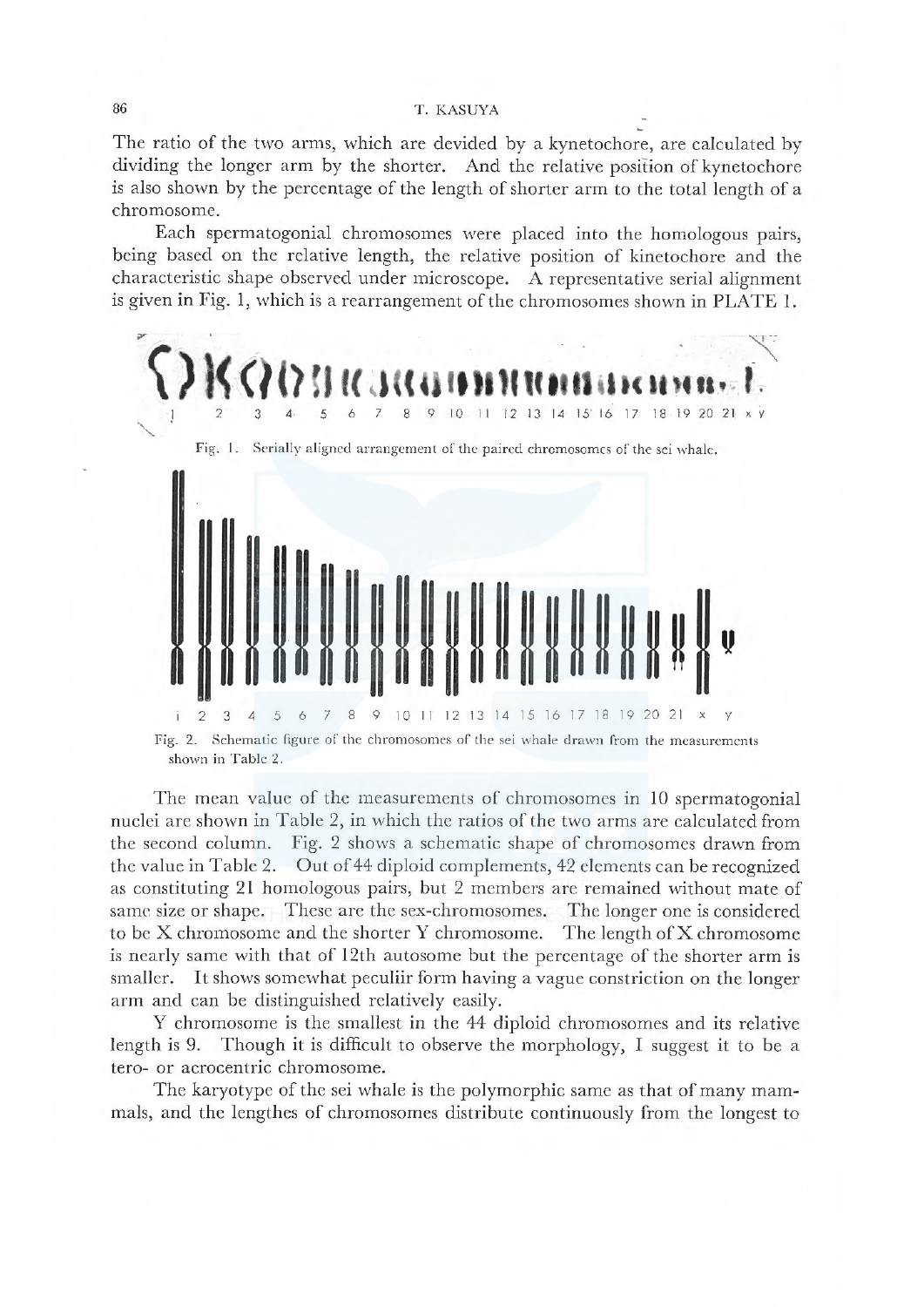The ratio of the two arms, which are devided by a kynetochore, are calculated by dividing the longer arm by the shorter. And the relative position of kynetochore is also shown by the percentage of the length of shorter arm to the total length of a chromosome.

Each spermatogonial chromosomes were placed into the homologous pairs, being based on the relative length, the relative position of kinetochore and the characteristic shape observed under microscope. A representative serial alignment is given in Fig. 1, which is a rearrangement of the chromosomes shown in PLATE 1.

Fig. 1. Serially aligned arrangement of the paired chromosomes of the sei whale.

Fig. 2. Schematic figure of the chromosomes of the sei whale drawn from the measurements shown in Table 2.

The mean value of the measurements of chromosomes in 10 spermatogonial nuclei are shown in Table 2, in which the ratios of the two arms are calculated from the second column. Fig. 2 shows a schematic shape of chromosomes drawn from the value in Table 2. Out of 44 diploid complements, 42 elements can be recognized as constituting 21 homologous pairs, but 2 members are remained without mate of same size or shape. These are the sex-chromosomes. The longer one is considered to be X chromosome and the shorter Y chromosome. The length of X chromosome is nearly same with that of 12th autosome but the percentage of the shorter arm is smaller. It shows somewhat peculiir form having a vague constriction on the longer arm and can be distinguished relatively easily.

Y chromosome is the smallest in the 44 diploid chromosomes and its relative length is 9. Though it is difficult to observe the morphology, I suggest it to be a tero- or acrocentric chromosome.

The karyotype of the sei whale is the polymorphic same as that of many mammals, and the lengthes of chromosomes distribute continuously from the longest to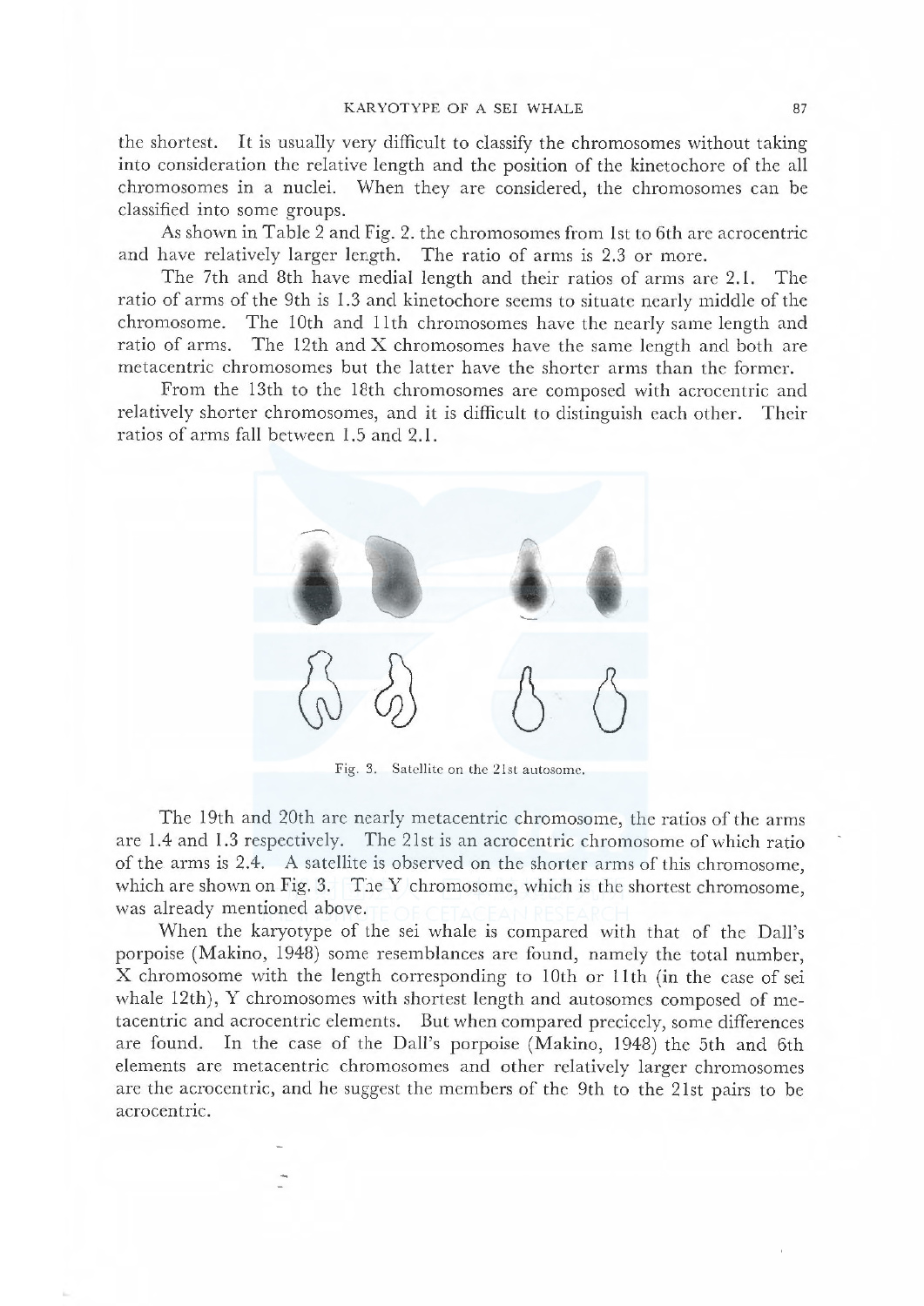the shortest. It is usually very difficult to classify the chromosomes without taking into consideration the relative length and the position of the kinetochore of the all chromosomes in a nuclei. When they are considered, the chromosomes can be classified into some groups.

As shown in Table 2 and Fig. 2. the chromosomes from 1st to 6th are acrocentric and have relatively larger length. The ratio of arms is 2.3 or more.

The 7th and 8th have medial length and their ratios of arms are 2.1. The ratio of arms of the 9th is 1.3 and kinetochore seems to situate nearly middle of the chromosome. The 10th and 11th chromosomes have the nearly same length and ratio of arms. The 12th and X chromosomes have the same length and both are metacentric chromosomes but the latter have the shorter arms than the former.

From the 13th to the 18th chromosomes are composed with acrocentric and relatively shorter chromosomes, and it is difficult to distinguish each other. Their ratios of arms fall between 1.5 and 2.1.

Fig. 3. Satellite on the 21st autosome.

The 19th and 20th are nearly metacentric chromosome, the ratios of the arms are 1.4 and 1.3 respectively. The 21st is an acrocentric chromosome of which ratio of the arms is 2.4. A satellite is observed on the shorter arms of this chromosome, which are shown on Fig. 3. The Y chromosome, which is the shortest chromosome, was already mentioned above.

When the karyotype of the sei whale is compared with that of the Dall's porpoise (Makino, 1948) some resemblances are found, namely the total number, X chromosome with the length corresponding to 10th or 11th (in the case of sei whale 12th), Y chromosomes with shortest length and autosomes composed of metacentric and acrocentric elements. But when compared precicely, some differences are found. In the case of the Dall's porpoise (Makino, 1948) the 5th and 6th elements are metacentric chromosomes and other relatively larger chromosomes are the acrocentric, and he suggest the members of the 9th to the 21st pairs to be acrocentric.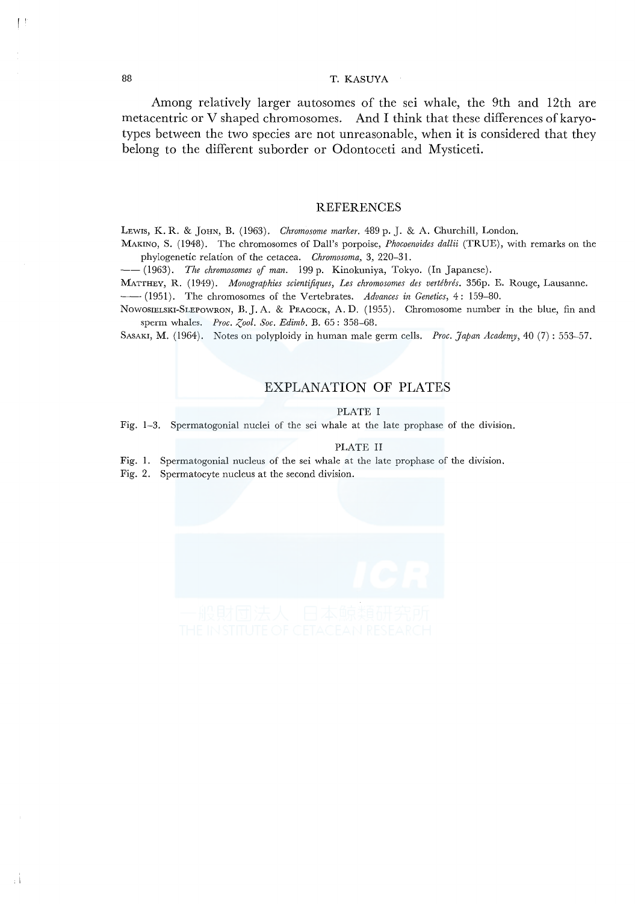Among relatively larger autosomes of the sei whale, the 9th and 12th are metacentric or V shaped chromosomes. And I think that these differences of karyotypes between the two species are not unreasonable, when it is considered that they belong to the different suborder or Odontoceti and Mysticeti.

## REFERENCES

Lewis, K. R. & John, B. (1963). *Chromosome marker*. 489 p. J. & A. Churchill, London.

Makino, S. (1948). The chromosomes of Dall's porpoise, *Phocoenoides dallii* (TRUE), with remarks on the phylogenetic relation of the cetacea. *Chromosoma*, 3, 220–31.

—— (1963). *The chromosomes of man*. 199 p. Kinokuniya, Tokyo. (In Japanese).

Matthey, R. (1949). *Monographies scientifiques, Les chromosomes des vertébrés*. 356p. E. Rouge, Lausanne.

—— (1951). The chromosomes of the Vertebrates. *Advances in Genetics*, 4: 159–80.

Nowosielski-Slepowron, B. J. A. & Peacock, A. D. (1955). Chromosome number in the blue, fin and sperm whales. *Proc. Zool. Soc. Edimb*. B. 65: 358–68.

Sasaki, M. (1964). Notes on polyploidy in human male germ cells. *Proc. Japan Academy*, 40 (7): 553–57.

## EXPLANATION OF PLATES

### PLATE I

Fig. 1–3. Spermatogonial nuclei of the sei whale at the late prophase of the division.

### PLATE II

Fig. 1. Spermatogonial nucleus of the sei whale at the late prophase of the division.

Fig. 2. Spermatocyte nucleus at the second division.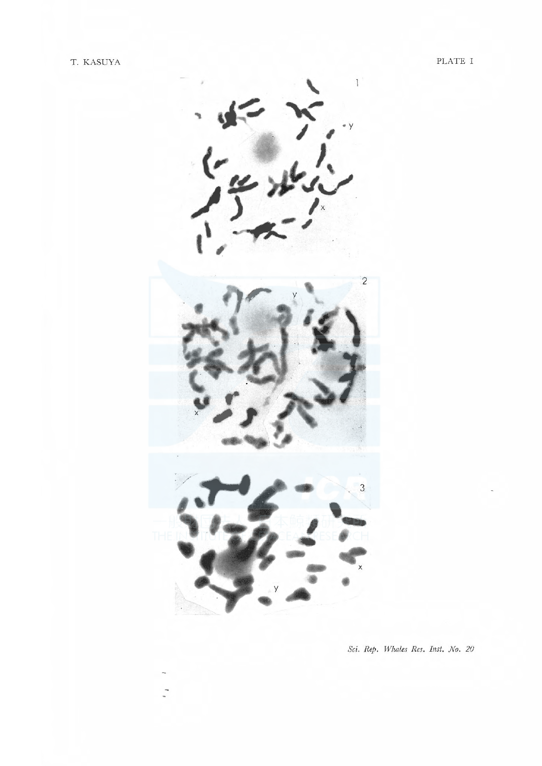PLATE I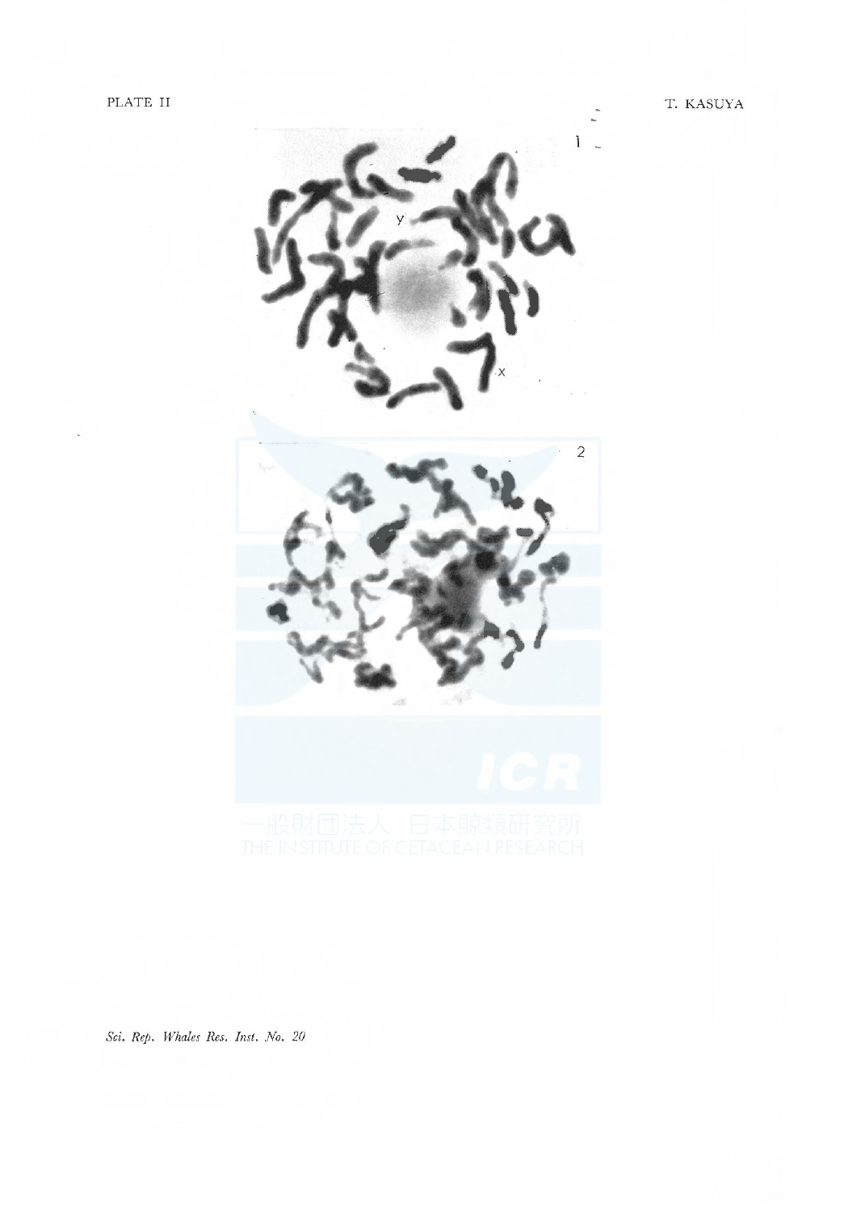PLATE II

1

y

x

2